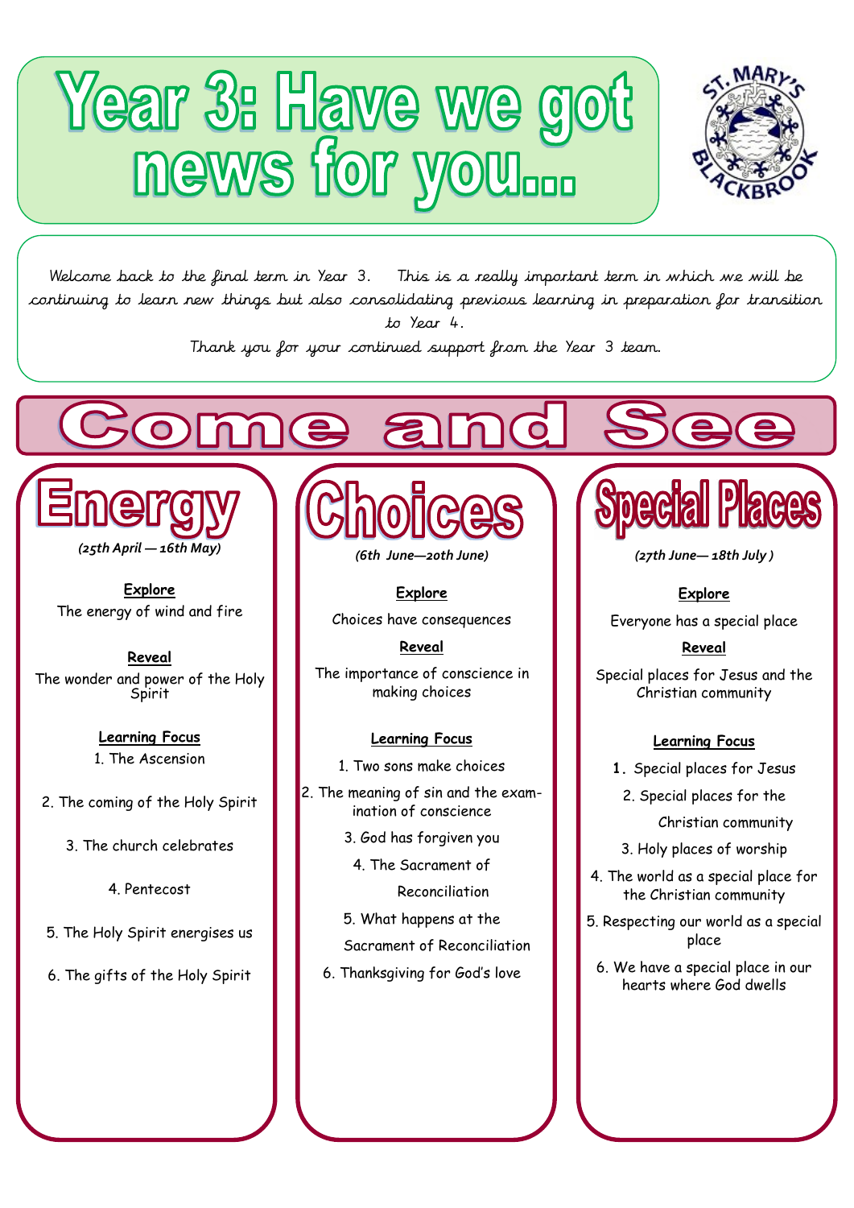# Year 3: Have we got news for you...

ST. MARY'S BLACKBROOK

Welcome back to the final term in Year 3. This is a really important term in which we will be continuing to learn new things but also consolidating previous learning in preparation for transition to Year 4.

Thank you for your continued support from the Year 3 team.

## Come and See

### Energy

*(25th April — 16th May)*

**Explore**

The energy of wind and fire

**Reveal**

The wonder and power of the Holy Spirit

**Learning Focus**

1. The Ascension
2. The coming of the Holy Spirit
3. The church celebrates
4. Pentecost
5. The Holy Spirit energises us
6. The gifts of the Holy Spirit

### Choices

*(6th June—20th June)*

**Explore**

Choices have consequences

**Reveal**

The importance of conscience in making choices

**Learning Focus**

1. Two sons make choices
2. The meaning of sin and the examination of conscience
3. God has forgiven you
4. The Sacrament of Reconciliation
5. What happens at the Sacrament of Reconciliation
6. Thanksgiving for God's love

### Special Places

*(27th June— 18th July )*

**Explore**

Everyone has a special place

**Reveal**

Special places for Jesus and the Christian community

**Learning Focus**

1. Special places for Jesus
2. Special places for the Christian community
3. Holy places of worship
4. The world as a special place for the Christian community
5. Respecting our world as a special place
6. We have a special place in our hearts where God dwells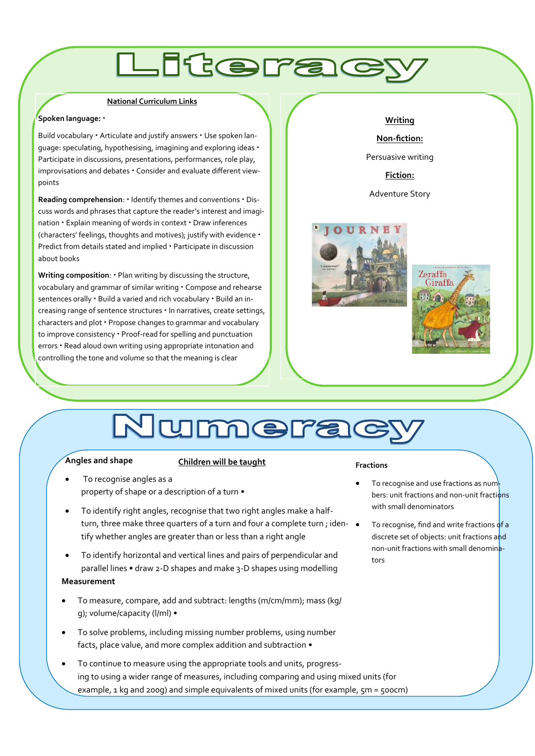# Literacy

**National Curriculum Links**

**Spoken language:** •

Build vocabulary • Articulate and justify answers • Use spoken language: speculating, hypothesising, imagining and exploring ideas • Participate in discussions, presentations, performances, role play, improvisations and debates • Consider and evaluate different viewpoints

**Reading comprehension**: • Identify themes and conventions • Discuss words and phrases that capture the reader's interest and imagination • Explain meaning of words in context • Draw inferences (characters' feelings, thoughts and motives); justify with evidence • Predict from details stated and implied • Participate in discussion about books

**Writing composition**: • Plan writing by discussing the structure, vocabulary and grammar of similar writing • Compose and rehearse sentences orally • Build a varied and rich vocabulary • Build an increasing range of sentence structures • In narratives, create settings, characters and plot • Propose changes to grammar and vocabulary to improve consistency • Proof-read for spelling and punctuation errors • Read aloud own writing using appropriate intonation and controlling the tone and volume so that the meaning is clear

**Writing**

**Non-fiction:**

Persuasive writing

**Fiction:**

Adventure Story

# Numeracy

**Children will be taught**

**Angles and shape**

- To recognise angles as a property of shape or a description of a turn •
- To identify right angles, recognise that two right angles make a half-turn, three make three quarters of a turn and four a complete turn ; identify whether angles are greater than or less than a right angle
- To identify horizontal and vertical lines and pairs of perpendicular and parallel lines • draw 2-D shapes and make 3-D shapes using modelling

**Measurement**

- To measure, compare, add and subtract: lengths (m/cm/mm); mass (kg/g); volume/capacity (l/ml) •
- To solve problems, including missing number problems, using number facts, place value, and more complex addition and subtraction •
- To continue to measure using the appropriate tools and units, progressing to using a wider range of measures, including comparing and using mixed units (for example, 1 kg and 200g) and simple equivalents of mixed units (for example, 5m = 500cm)

**Fractions**

- To recognise and use fractions as numbers: unit fractions and non-unit fractions with small denominators
- To recognise, find and write fractions of a discrete set of objects: unit fractions and non-unit fractions with small denominators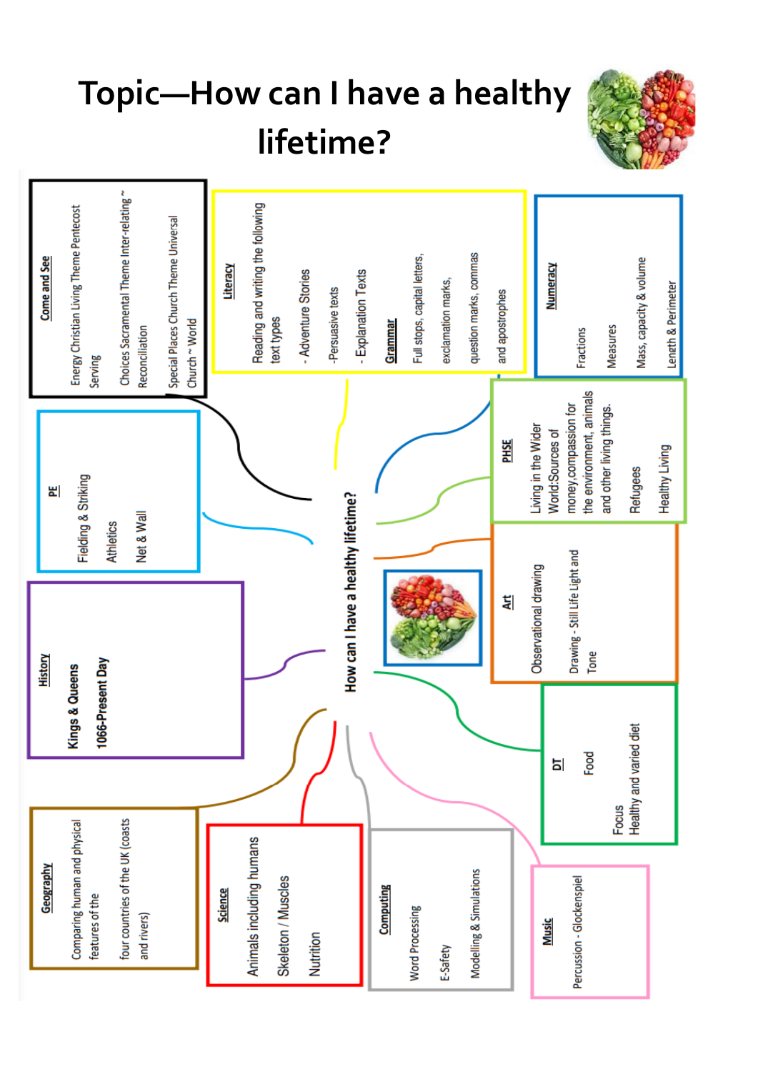# Topic—How can I have a healthy lifetime?

## How can I have a healthy lifetime?

### Come and See
- Energy Christian Living Theme Pentecost Serving
- Choices Sacramental Theme Inter-relating ~ Reconciliation
- Special Places Church Theme Universal Church ~ World

### Literacy
Reading and writing the following text types
- Adventure Stories
- Persuasive texts
- Explanation Texts

**Grammar**

Full stops, capital letters, exclamation marks, question marks, commas and apostrophes

### Numeracy
- Fractions
- Measures
- Mass, capacity & volume
- Length & Perimeter

### PE
- Fielding & Striking
- Athletics
- Net & Wall

### PHSE
- Living in the Wider World:Sources of money,compassion for the environment, animals and other living things.
- Refugees
- Healthy Living

### Art
- Observational drawing
- Drawing - Still Life Light and Tone

### History
- **Kings & Queens**
- **1066-Present Day**

### DT
- Food
- Focus Healthy and varied diet

### Geography
- Comparing human and physical features of the four countries of the UK (coasts and rivers)

### Science
- Animals including humans
- Skeleton / Muscles
- Nutrition

### Computing
- Word Processing
- E-Safety
- Modelling & Simulations

### Music
- Percussion - Glockenspiel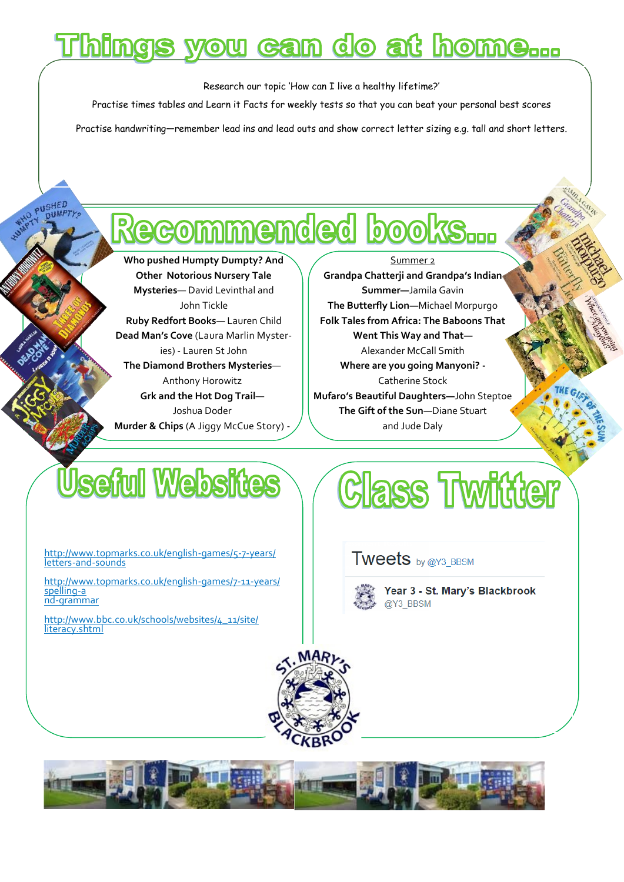# Things you can do at home...

Research our topic 'How can I live a healthy lifetime?'

Practise times tables and Learn it Facts for weekly tests so that you can beat your personal best scores

Practise handwriting—remember lead ins and lead outs and show correct letter sizing e.g. tall and short letters.

# Recommended books...

**Who pushed Humpty Dumpty? And Other Notorious Nursery Tale Mysteries**— David Levinthal and John Tickle

**Ruby Redfort Books**— Lauren Child

**Dead Man's Cove** (Laura Marlin Mysteries) - Lauren St John

**The Diamond Brothers Mysteries**—Anthony Horowitz

**Grk and the Hot Dog Trail**—Joshua Doder

**Murder & Chips** (A Jiggy McCue Story) -

Summer 2

**Grandpa Chatterji and Grandpa's Indian Summer**—Jamila Gavin

**The Butterfly Lion**—Michael Morpurgo

**Folk Tales from Africa: The Baboons That Went This Way and That**—Alexander McCall Smith

**Where are you going Manyoni?** - Catherine Stock

**Mufaro's Beautiful Daughters**—John Steptoe

**The Gift of the Sun**—Diane Stuart and Jude Daly

# Useful Websites

http://www.topmarks.co.uk/english-games/5-7-years/letters-and-sounds

http://www.topmarks.co.uk/english-games/7-11-years/spelling-and-grammar

http://www.bbc.co.uk/schools/websites/4_11/site/literacy.shtml

# Class Twitter

Tweets by @Y3_BBSM

Year 3 - St. Mary's Blackbrook
@Y3_BBSM

ST. MARY'S BLACKBROOK